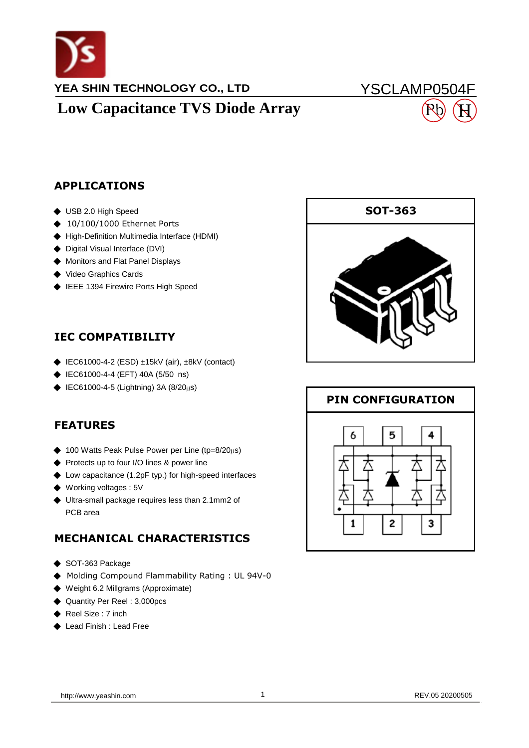YEA SHIN TECHNOLOGY CO., LTD

YSCLAMP0504F

# Low Capacitance TVS Diode Array

## APPLICATIONS

- USB 2.0 High Speed
- 10/100/1000 Ethernet Ports
- High-Definition Multimedia Interface (HDMI)
- Digital Visual Interface (DVI)
- Monitors and Flat Panel Displays
- Video Graphics Cards
- IEEE 1394 Firewire Ports High Speed

**SOT-363**

## IEC COMPATIBILITY

- IEC61000-4-2 (ESD) ±15kV (air), ±8kV (contact)
- IEC61000-4-4 (EFT) 40A (5/50 ns)
- IEC61000-4-5 (Lightning) 3A (8/20μs)

**PIN CONFIGURATION**

## FEATURES

- 100 Watts Peak Pulse Power per Line (tp=8/20μs)
- Protects up to four I/O lines & power line
- Low capacitance (1.2pF typ.) for high-speed interfaces
- Working voltages : 5V
- Ultra-small package requires less than 2.1mm2 of PCB area

## MECHANICAL CHARACTERISTICS

- SOT-363 Package
- Molding Compound Flammability Rating : UL 94V-0
- Weight 6.2 Millgrams (Approximate)
- Quantity Per Reel : 3,000pcs
- Reel Size : 7 inch
- Lead Finish : Lead Free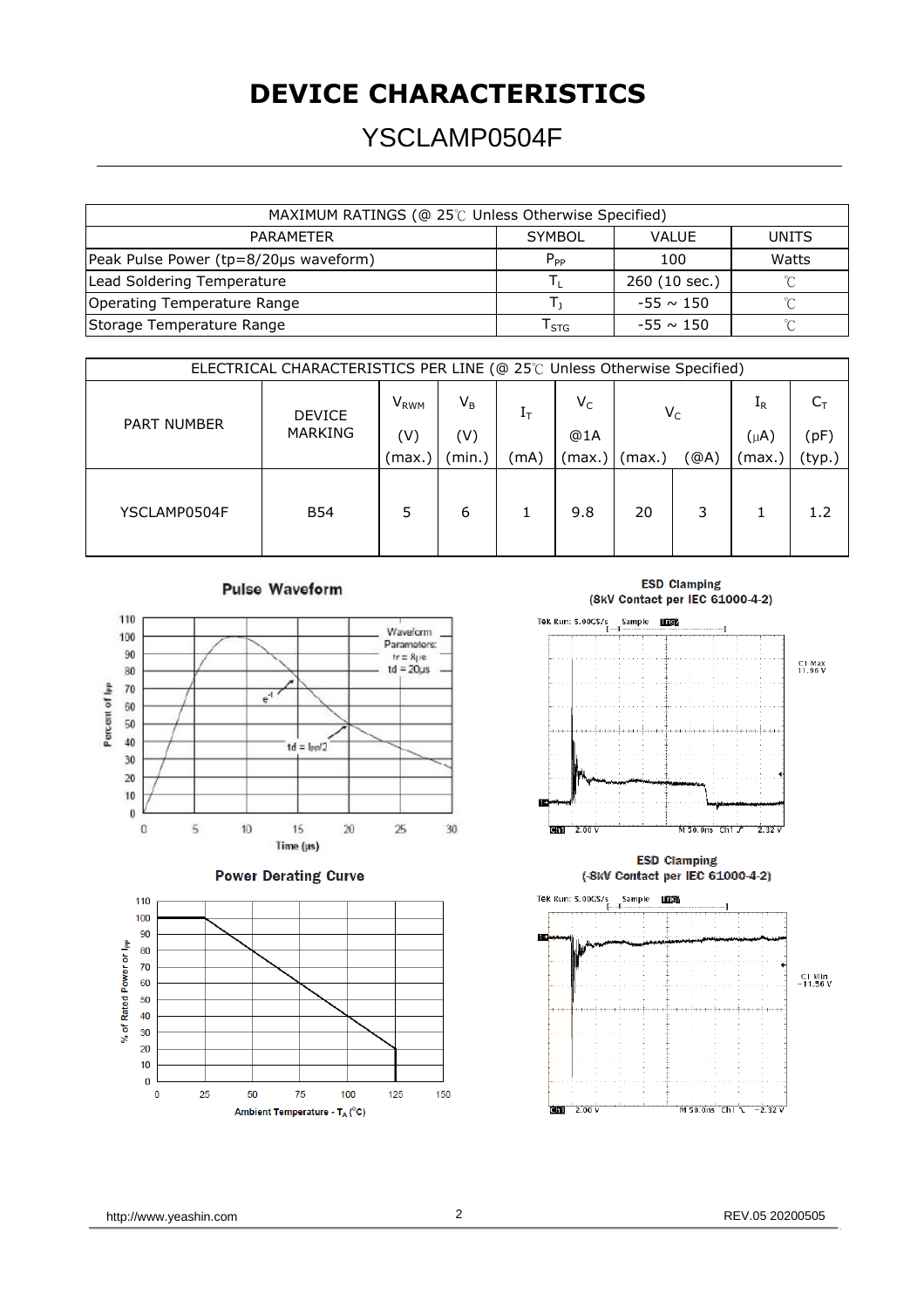# DEVICE CHARACTERISTICS

## YSCLAMP0504F

| MAXIMUM RATINGS (@ 25℃ Unless Otherwise Specified) | | | |
|---|---|---|---|
| PARAMETER | SYMBOL | VALUE | UNITS |
| Peak Pulse Power (tp=8/20μs waveform) | $P_{PP}$ | 100 | Watts |
| Lead Soldering Temperature | $T_L$ | 260 (10 sec.) | ℃ |
| Operating Temperature Range | $T_J$ | -55 ~ 150 | ℃ |
| Storage Temperature Range | $T_{STG}$ | -55 ~ 150 | ℃ |

| ELECTRICAL CHARACTERISTICS PER LINE (@ 25℃ Unless Otherwise Specified) | | | | | | | | | |
|---|---|---|---|---|---|---|---|---|---|
| PART NUMBER | DEVICE MARKING | $V_{RWM}$ (V) (max.) | $V_B$ (V) (min.) | $I_T$ (mA) | $V_C$ @1A (max.) | $V_C$ (max.) | (@A) | $I_R$ (μA) (max.) | $C_T$ (pF) (typ.) |
| YSCLAMP0504F | B54 | 5 | 6 | 1 | 9.8 | 20 | 3 | 1 | 1.2 |

**Pulse Waveform**

**ESD Clamping (8kV Contact per IEC 61000-4-2)**

**Power Derating Curve**

**ESD Clamping (-8kV Contact per IEC 61000-4-2)**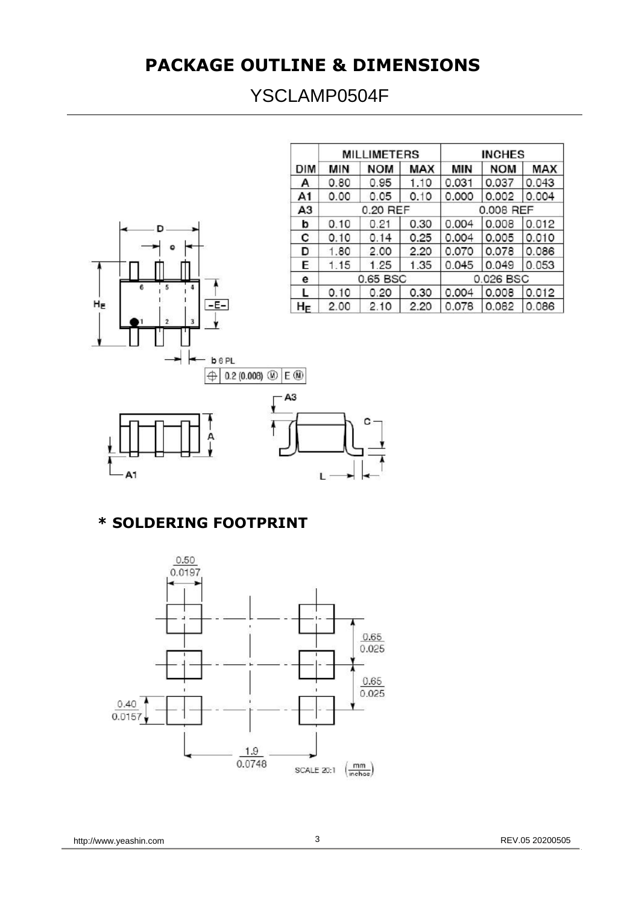# PACKAGE OUTLINE & DIMENSIONS

YSCLAMP0504F

| DIM | MILLIMETERS | | | INCHES | | |
|---|---|---|---|---|---|---|
| | MIN | NOM | MAX | MIN | NOM | MAX |
| A | 0.80 | 0.95 | 1.10 | 0.031 | 0.037 | 0.043 |
| A1 | 0.00 | 0.05 | 0.10 | 0.000 | 0.002 | 0.004 |
| A3 | | 0.20 REF | | | 0.008 REF | |
| b | 0.10 | 0.21 | 0.30 | 0.004 | 0.008 | 0.012 |
| C | 0.10 | 0.14 | 0.25 | 0.004 | 0.005 | 0.010 |
| D | 1.80 | 2.00 | 2.20 | 0.070 | 0.078 | 0.086 |
| E | 1.15 | 1.25 | 1.35 | 0.045 | 0.049 | 0.053 |
| e | | 0.65 BSC | | | 0.026 BSC | |
| L | 0.10 | 0.20 | 0.30 | 0.004 | 0.008 | 0.012 |
| $H_E$ | 2.00 | 2.10 | 2.20 | 0.078 | 0.082 | 0.086 |

D
e
$H_E$
-E-
b 6 PL
0.2 (0.008) Ⓜ E Ⓜ
A3
A
A1
C
L

## * SOLDERING FOOTPRINT

0.50
0.0197
0.65
0.025
0.65
0.025
0.40
0.0157
1.9
0.0748
SCALE 20:1 (mm / inches)